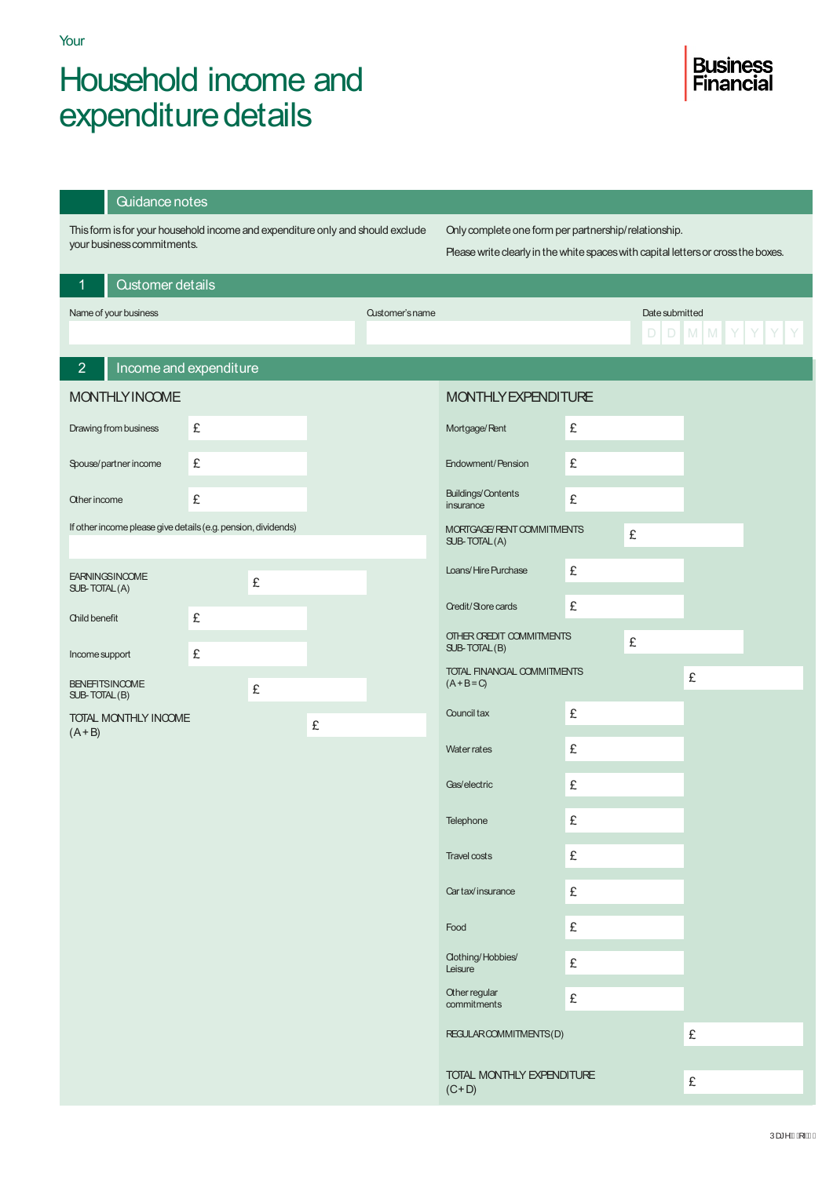Your

# Household income and expenditure details

**Business Financial**

## Guidance notes

This form is for your household income and expenditure only and should exclude your business commitments.

Only complete one form per partnership/relationship.

Please write clearly in the white spaces with capital letters or cross the boxes.

## 1 Customer details

| Name of your business | Customer's name | Date submitted |
| --- | --- | --- |
| | | D D M M Y Y Y Y |

## 2 Income and expenditure

### MONTHLY INCOME

| | |
| --- | --- |
| Drawing from business | £ |
| Spouse/partner income | £ |
| Other income | £ |
| If other income please give details (e.g. pension, dividends) | |
| EARNINGS INCOME SUB-TOTAL (A) | £ |
| Child benefit | £ |
| Income support | £ |
| BENEFITS INCOME SUB-TOTAL (B) | £ |
| TOTAL MONTHLY INCOME (A + B) | £ |

### MONTHLY EXPENDITURE

| | |
| --- | --- |
| Mortgage/Rent | £ |
| Endowment/Pension | £ |
| Buildings/Contents insurance | £ |
| MORTGAGE/RENT COMMITMENTS SUB-TOTAL (A) | £ |
| Loans/Hire Purchase | £ |
| Credit/Store cards | £ |
| OTHER CREDIT COMMITMENTS SUB-TOTAL (B) | £ |
| TOTAL FINANCIAL COMMITMENTS (A + B = C) | £ |
| Council tax | £ |
| Water rates | £ |
| Gas/electric | £ |
| Telephone | £ |
| Travel costs | £ |
| Car tax/insurance | £ |
| Food | £ |
| Clothing/Hobbies/Leisure | £ |
| Other regular commitments | £ |
| REGULAR COMMITMENTS (D) | £ |
| TOTAL MONTHLY EXPENDITURE (C + D) | £ |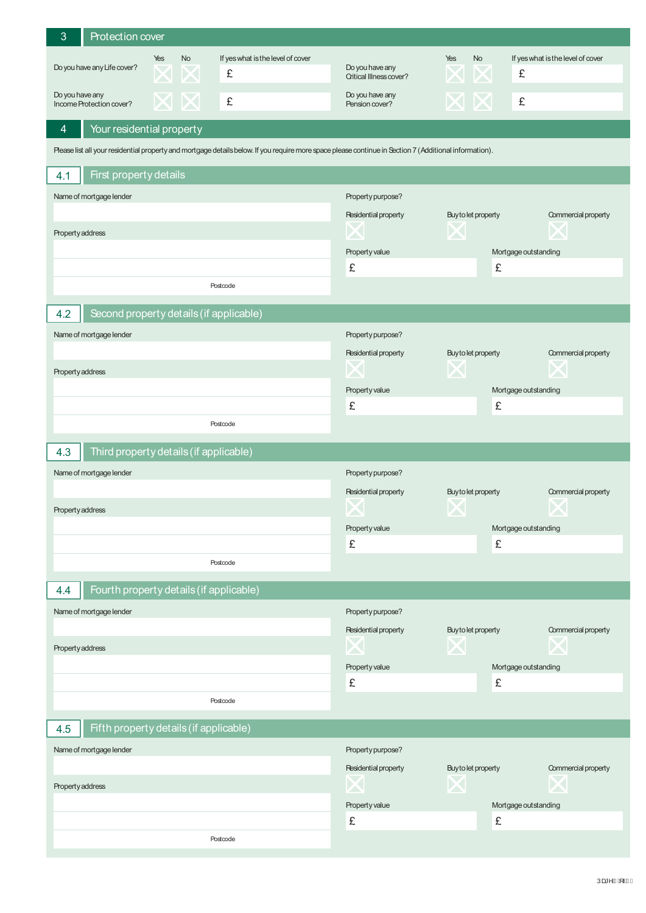## 3 Protection cover

| | Yes | No | If yes what is the level of cover |
|---|---|---|---|
| Do you have any Life cover? | ☐ | ☐ | £ |
| Do you have any Income Protection cover? | ☐ | ☐ | £ |
| Do you have any Critical Illness cover? | ☐ | ☐ | £ |
| Do you have any Pension cover? | ☐ | ☐ | £ |

## 4 Your residential property

Please list all your residential property and mortgage details below. If you require more space please continue in Section 7 (Additional information).

### 4.1 First property details

Name of mortgage lender

Property address

Postcode

Property purpose?

Residential property ☐ Buy to let property ☐ Commercial property ☐

Property value £

Mortgage outstanding £

### 4.2 Second property details (if applicable)

Name of mortgage lender

Property address

Postcode

Property purpose?

Residential property ☐ Buy to let property ☐ Commercial property ☐

Property value £

Mortgage outstanding £

### 4.3 Third property details (if applicable)

Name of mortgage lender

Property address

Postcode

Property purpose?

Residential property ☐ Buy to let property ☐ Commercial property ☐

Property value £

Mortgage outstanding £

### 4.4 Fourth property details (if applicable)

Name of mortgage lender

Property address

Postcode

Property purpose?

Residential property ☐ Buy to let property ☐ Commercial property ☐

Property value £

Mortgage outstanding £

### 4.5 Fifth property details (if applicable)

Name of mortgage lender

Property address

Postcode

Property purpose?

Residential property ☐ Buy to let property ☐ Commercial property ☐

Property value £

Mortgage outstanding £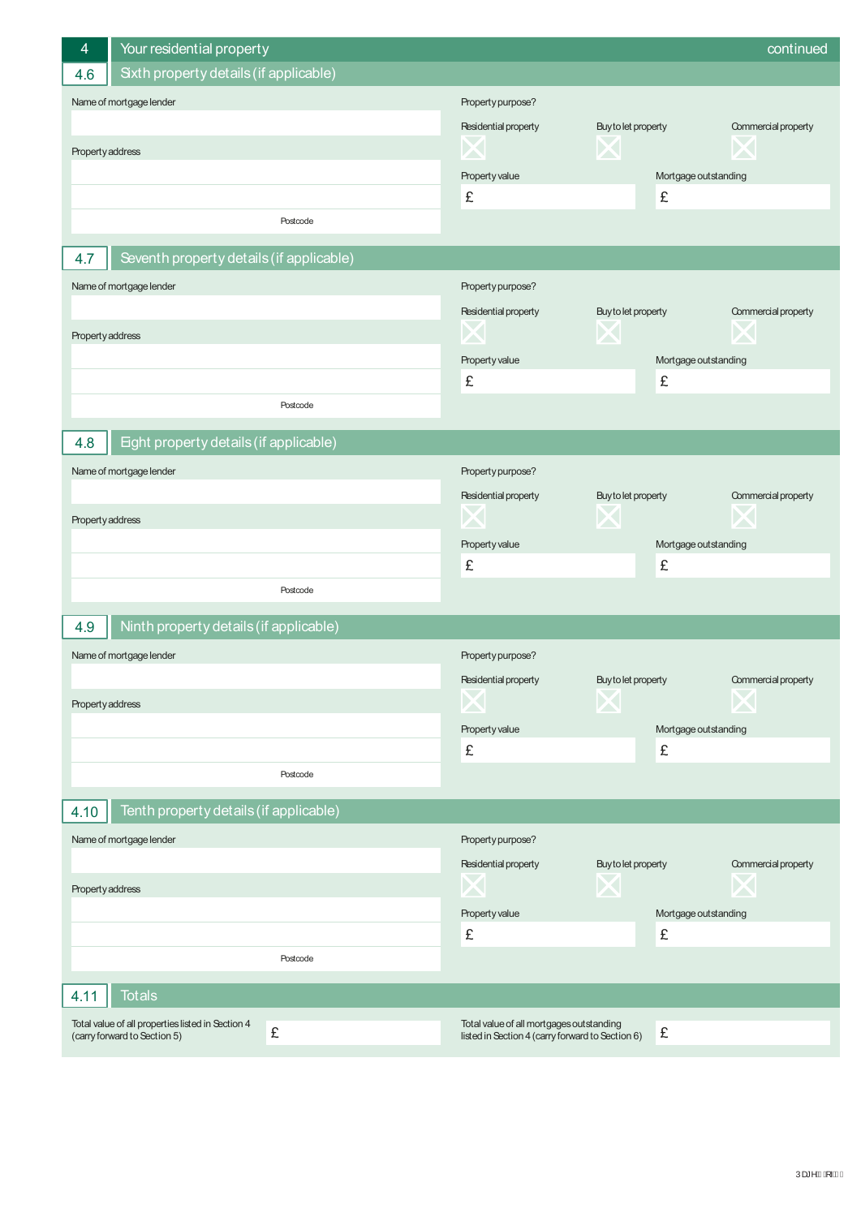## 4 Your residential property — continued

### 4.6 Sixth property details (if applicable)

Name of mortgage lender

Property address

Postcode

Property purpose?

Residential property ☐ Buy to let property ☐ Commercial property ☐

Property value £

Mortgage outstanding £

### 4.7 Seventh property details (if applicable)

Name of mortgage lender

Property address

Postcode

Property purpose?

Residential property ☐ Buy to let property ☐ Commercial property ☐

Property value £

Mortgage outstanding £

### 4.8 Eight property details (if applicable)

Name of mortgage lender

Property address

Postcode

Property purpose?

Residential property ☐ Buy to let property ☐ Commercial property ☐

Property value £

Mortgage outstanding £

### 4.9 Ninth property details (if applicable)

Name of mortgage lender

Property address

Postcode

Property purpose?

Residential property ☐ Buy to let property ☐ Commercial property ☐

Property value £

Mortgage outstanding £

### 4.10 Tenth property details (if applicable)

Name of mortgage lender

Property address

Postcode

Property purpose?

Residential property ☐ Buy to let property ☐ Commercial property ☐

Property value £

Mortgage outstanding £

### 4.11 Totals

Total value of all properties listed in Section 4 (carry forward to Section 5) £

Total value of all mortgages outstanding listed in Section 4 (carry forward to Section 6) £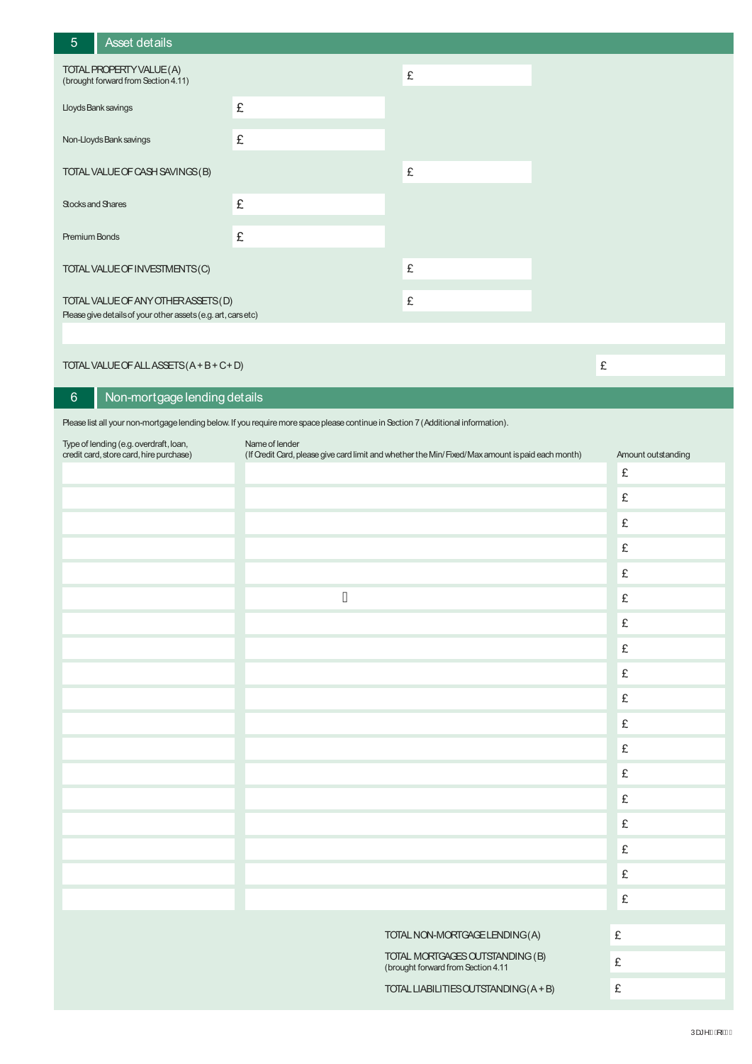## 5 Asset details

| | | |
|---|---|---|
| TOTAL PROPERTY VALUE (A) (brought forward from Section 4.11) | | £ |
| Lloyds Bank savings | £ | |
| Non-Lloyds Bank savings | £ | |
| TOTAL VALUE OF CASH SAVINGS (B) | | £ |
| Stocks and Shares | £ | |
| Premium Bonds | £ | |
| TOTAL VALUE OF INVESTMENTS (C) | | £ |
| TOTAL VALUE OF ANY OTHER ASSETS (D) | | £ |

Please give details of your other assets (e.g. art, cars etc)

TOTAL VALUE OF ALL ASSETS (A + B + C + D) £

## 6 Non-mortgage lending details

Please list all your non-mortgage lending below. If you require more space please continue in Section 7 (Additional information).

| Type of lending (e.g. overdraft, loan, credit card, store card, hire purchase) | Name of lender (If Credit Card, please give card limit and whether the Min/Fixed/Max amount is paid each month) | Amount outstanding |
|---|---|---|
| | | £ |
| | | £ |
| | | £ |
| | | £ |
| | | £ |
| | | £ |
| | | £ |
| | | £ |
| | | £ |
| | | £ |
| | | £ |
| | | £ |
| | | £ |
| | | £ |
| | | £ |
| | | £ |
| | | £ |
| | | £ |

| | |
|---|---|
| TOTAL NON-MORTGAGE LENDING (A) | £ |
| TOTAL MORTGAGES OUTSTANDING (B) (brought forward from Section 4.11 | £ |
| TOTAL LIABILITIES OUTSTANDING (A + B) | £ |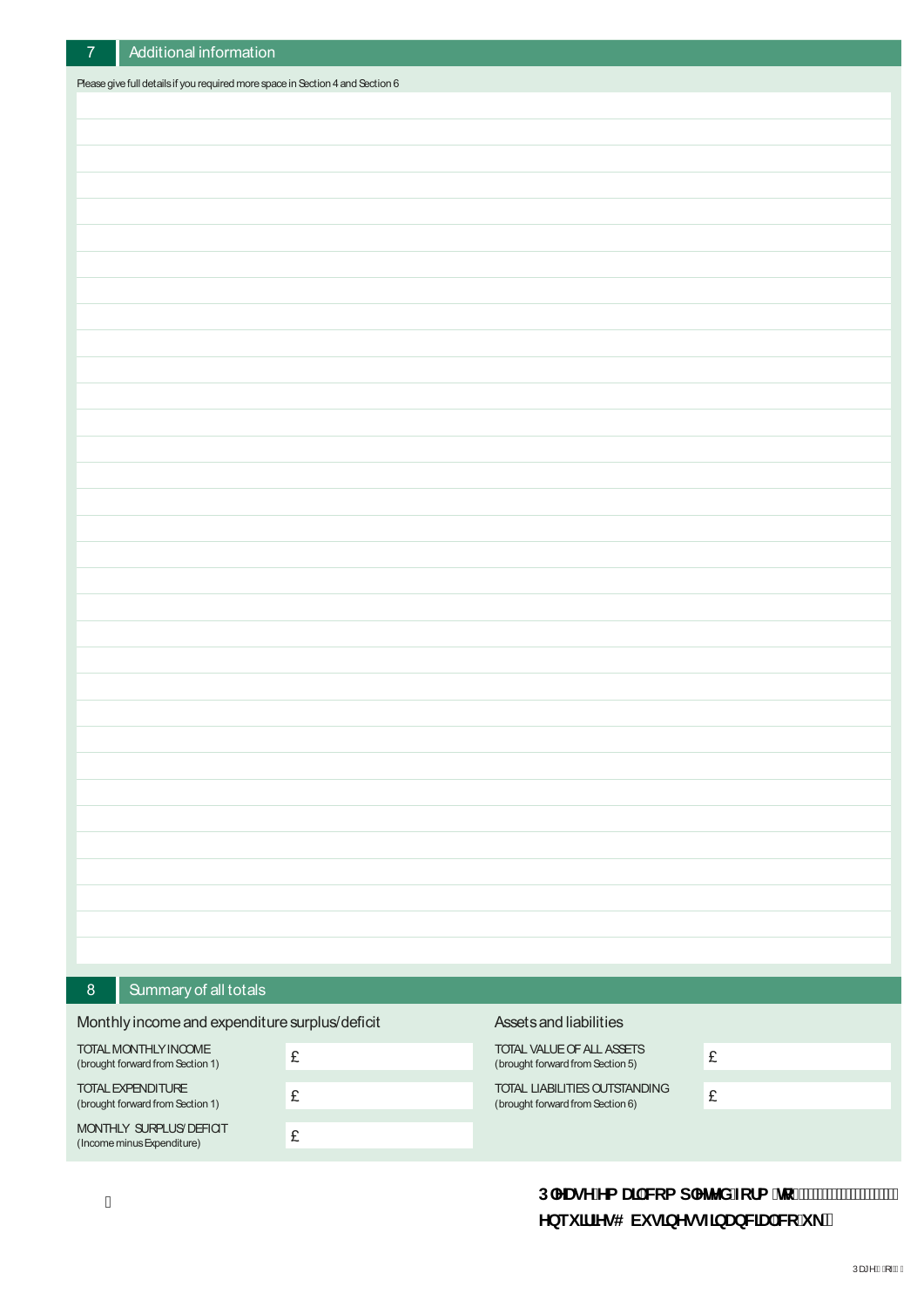## 7 Additional information

Please give full details if you required more space in Section 4 and Section 6

## 8 Summary of all totals

### Monthly income and expenditure surplus/deficit

| | |
|---|---|
| TOTAL MONTHLY INCOME (brought forward from Section 1) | £ |
| TOTAL EXPENDITURE (brought forward from Section 1) | £ |
| MONTHLY SURPLUS/DEFICIT (Income minus Expenditure) | £ |

### Assets and liabilities

| | |
|---|---|
| TOTAL VALUE OF ALL ASSETS (brought forward from Section 5) | £ |
| TOTAL LIABILITIES OUTSTANDING (brought forward from Section 6) | £ |

**Please email completed forms to enquiries@businessfinancial.co.uk**